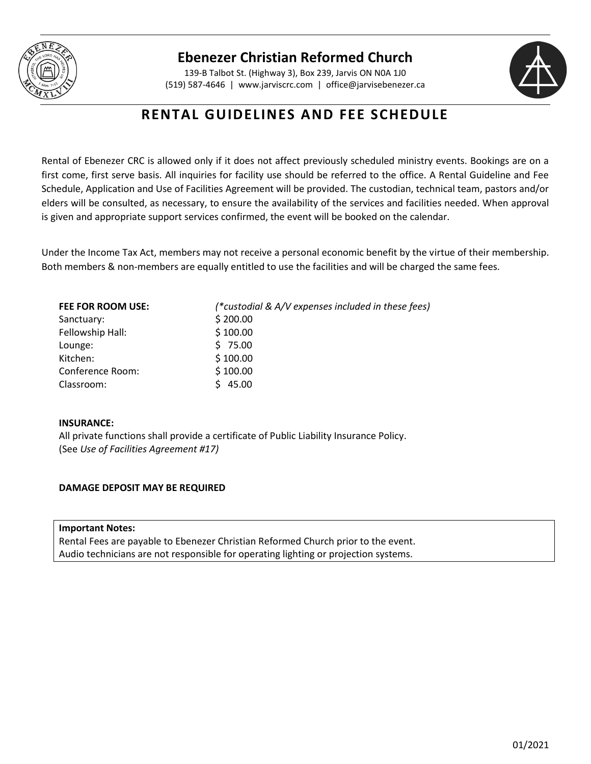# Ebenezer Christian Reformed Church

139-B Talbot St. (Highway 3), Box 239, Jarvis ON N0A 1J0
(519) 587-4646 | www.jarviscrc.com | office@jarvisebenezer.ca

## RENTAL GUIDELINES AND FEE SCHEDULE

Rental of Ebenezer CRC is allowed only if it does not affect previously scheduled ministry events. Bookings are on a first come, first serve basis. All inquiries for facility use should be referred to the office. A Rental Guideline and Fee Schedule, Application and Use of Facilities Agreement will be provided. The custodian, technical team, pastors and/or elders will be consulted, as necessary, to ensure the availability of the services and facilities needed. When approval is given and appropriate support services confirmed, the event will be booked on the calendar.

Under the Income Tax Act, members may not receive a personal economic benefit by the virtue of their membership. Both members & non-members are equally entitled to use the facilities and will be charged the same fees.

| **FEE FOR ROOM USE:** | *(\*custodial & A/V expenses included in these fees)* |
|---|---|
| Sanctuary: | $ 200.00 |
| Fellowship Hall: | $ 100.00 |
| Lounge: | $ 75.00 |
| Kitchen: | $ 100.00 |
| Conference Room: | $ 100.00 |
| Classroom: | $ 45.00 |

**INSURANCE:**
All private functions shall provide a certificate of Public Liability Insurance Policy.
(See *Use of Facilities Agreement #17)*

**DAMAGE DEPOSIT MAY BE REQUIRED**

**Important Notes:**
Rental Fees are payable to Ebenezer Christian Reformed Church prior to the event.
Audio technicians are not responsible for operating lighting or projection systems.

01/2021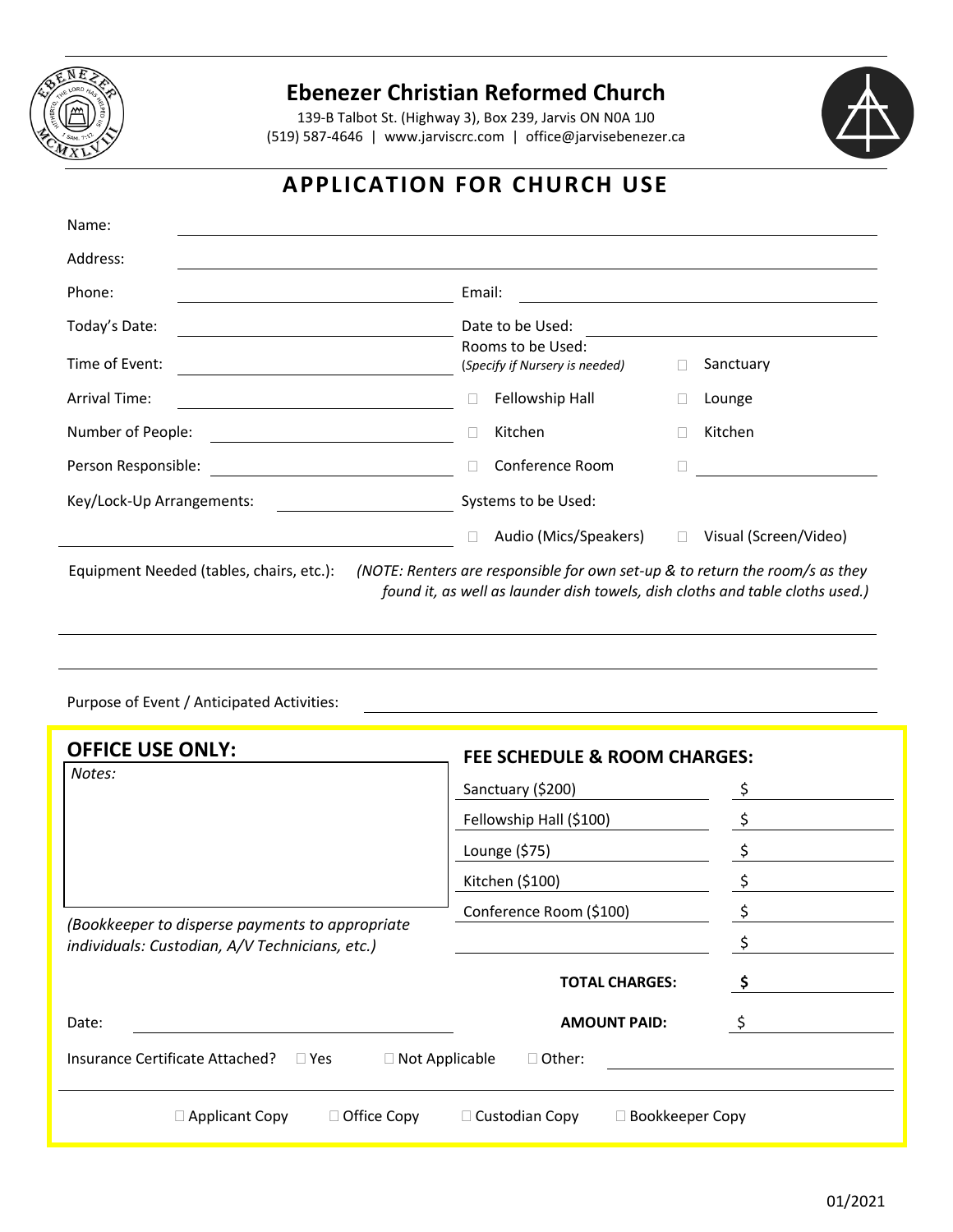# Ebenezer Christian Reformed Church

139-B Talbot St. (Highway 3), Box 239, Jarvis ON N0A 1J0
(519) 587-4646 | www.jarviscrc.com | office@jarvisebenezer.ca

## APPLICATION FOR CHURCH USE

Name: ______________________________

Address: ______________________________

Phone: ______________________ Email: ______________________

Today's Date: ______________________ Date to be Used: ______________________

Time of Event: ______________________

Arrival Time: ______________________

Number of People: ______________________

Person Responsible: ______________________

Key/Lock-Up Arrangements: ______________________

Rooms to be Used:
(*Specify if Nursery is needed*)

- ☐ Sanctuary
- ☐ Fellowship Hall
- ☐ Lounge
- ☐ Kitchen
- ☐ Kitchen
- ☐ Conference Room
- ☐ ______________________

Systems to be Used:

- ☐ Audio (Mics/Speakers)
- ☐ Visual (Screen/Video)

Equipment Needed (tables, chairs, etc.): *(NOTE: Renters are responsible for own set-up & to return the room/s as they found it, as well as launder dish towels, dish cloths and table cloths used.)*

______________________________

______________________________

Purpose of Event / Anticipated Activities: ______________________________

---

### OFFICE USE ONLY:

*Notes:*

*(Bookkeeper to disperse payments to appropriate individuals: Custodian, A/V Technicians, etc.)*

### FEE SCHEDULE & ROOM CHARGES:

| Item | Amount |
|---|---|
| Sanctuary ($200) | $ |
| Fellowship Hall ($100) | $ |
| Lounge ($75) | $ |
| Kitchen ($100) | $ |
| Conference Room ($100) | $ |
| | $ |
| **TOTAL CHARGES:** | **$** |
| **AMOUNT PAID:** | $ |

Date: ______________________

Insurance Certificate Attached? ☐ Yes ☐ Not Applicable ☐ Other: ______________________

☐ Applicant Copy ☐ Office Copy ☐ Custodian Copy ☐ Bookkeeper Copy

01/2021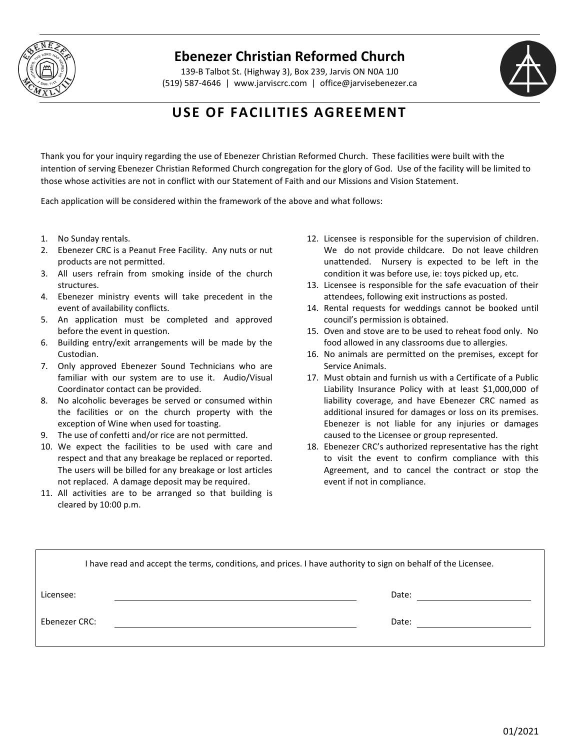# Ebenezer Christian Reformed Church

139-B Talbot St. (Highway 3), Box 239, Jarvis ON N0A 1J0
(519) 587-4646 | www.jarviscrc.com | office@jarvisebenezer.ca

## USE OF FACILITIES AGREEMENT

Thank you for your inquiry regarding the use of Ebenezer Christian Reformed Church. These facilities were built with the intention of serving Ebenezer Christian Reformed Church congregation for the glory of God. Use of the facility will be limited to those whose activities are not in conflict with our Statement of Faith and our Missions and Vision Statement.

Each application will be considered within the framework of the above and what follows:

1. No Sunday rentals.
2. Ebenezer CRC is a Peanut Free Facility. Any nuts or nut products are not permitted.
3. All users refrain from smoking inside of the church structures.
4. Ebenezer ministry events will take precedent in the event of availability conflicts.
5. An application must be completed and approved before the event in question.
6. Building entry/exit arrangements will be made by the Custodian.
7. Only approved Ebenezer Sound Technicians who are familiar with our system are to use it. Audio/Visual Coordinator contact can be provided.
8. No alcoholic beverages be served or consumed within the facilities or on the church property with the exception of Wine when used for toasting.
9. The use of confetti and/or rice are not permitted.
10. We expect the facilities to be used with care and respect and that any breakage be replaced or reported. The users will be billed for any breakage or lost articles not replaced. A damage deposit may be required.
11. All activities are to be arranged so that building is cleared by 10:00 p.m.
12. Licensee is responsible for the supervision of children. We do not provide childcare. Do not leave children unattended. Nursery is expected to be left in the condition it was before use, ie: toys picked up, etc.
13. Licensee is responsible for the safe evacuation of their attendees, following exit instructions as posted.
14. Rental requests for weddings cannot be booked until council's permission is obtained.
15. Oven and stove are to be used to reheat food only. No food allowed in any classrooms due to allergies.
16. No animals are permitted on the premises, except for Service Animals.
17. Must obtain and furnish us with a Certificate of a Public Liability Insurance Policy with at least $1,000,000 of liability coverage, and have Ebenezer CRC named as additional insured for damages or loss on its premises. Ebenezer is not liable for any injuries or damages caused to the Licensee or group represented.
18. Ebenezer CRC's authorized representative has the right to visit the event to confirm compliance with this Agreement, and to cancel the contract or stop the event if not in compliance.

I have read and accept the terms, conditions, and prices. I have authority to sign on behalf of the Licensee.

Licensee: ______________________________ Date: ________________

Ebenezer CRC: ______________________________ Date: ________________

01/2021